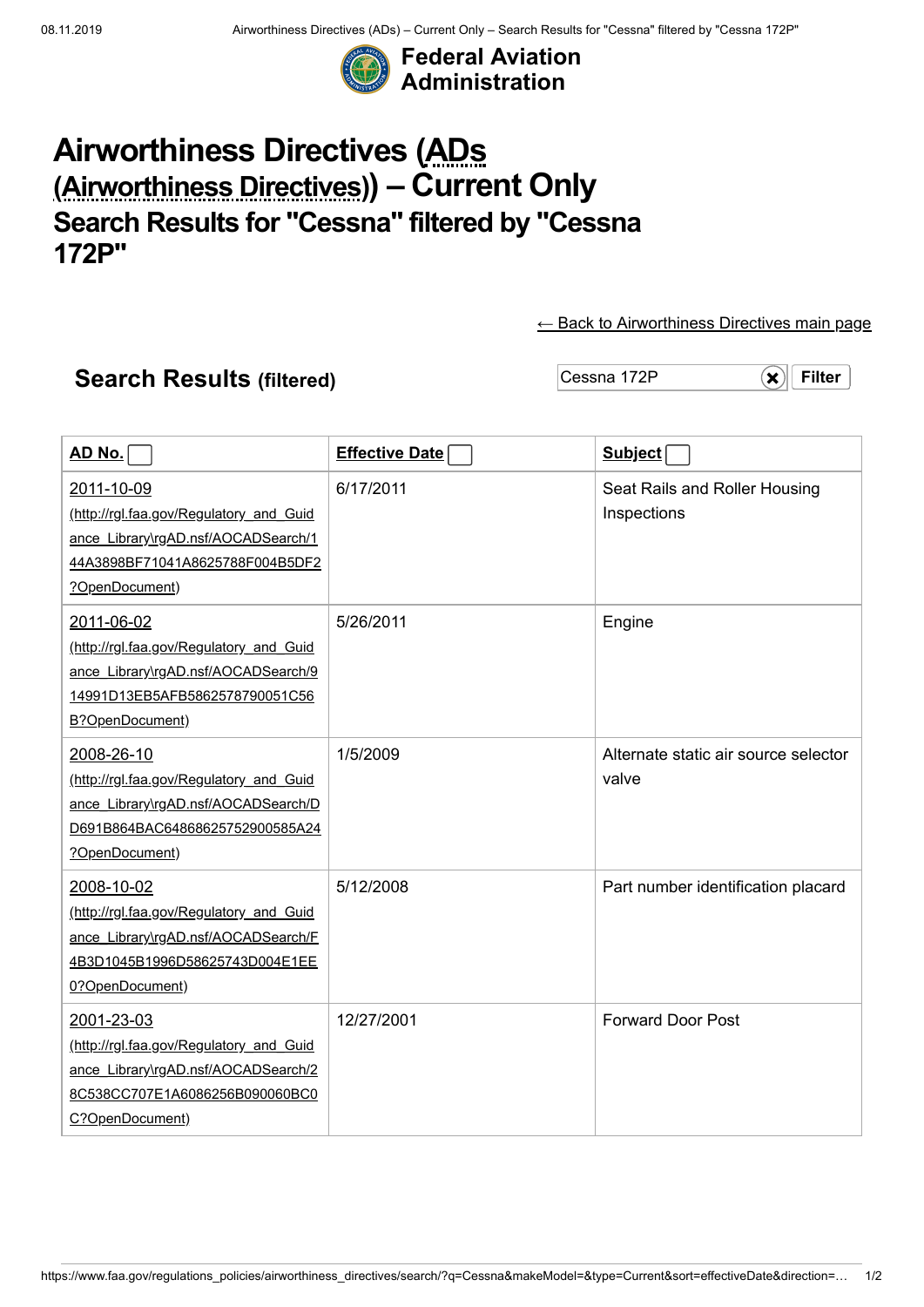Federal Aviation Administration

# Airworthiness Directives (ADs (Airworthiness Directives)) – Current Only

## Search Results for "Cessna" filtered by "Cessna 172P"

← Back to Airworthiness Directives main page

## Search Results (filtered)

Cessna 172P Filter

| AD No. | Effective Date | Subject |
|---|---|---|
| 2011-10-09 (http://rgl.faa.gov/Regulatory_and_Guidance_Library\rgAD.nsf/AOCADSearch/144A3898BF71041A8625788F004B5DF2?OpenDocument) | 6/17/2011 | Seat Rails and Roller Housing Inspections |
| 2011-06-02 (http://rgl.faa.gov/Regulatory_and_Guidance_Library\rgAD.nsf/AOCADSearch/914991D13EB5AFB5862578790051C56B?OpenDocument) | 5/26/2011 | Engine |
| 2008-26-10 (http://rgl.faa.gov/Regulatory_and_Guidance_Library\rgAD.nsf/AOCADSearch/DD691B864BAC64868625752900585A24?OpenDocument) | 1/5/2009 | Alternate static air source selector valve |
| 2008-10-02 (http://rgl.faa.gov/Regulatory_and_Guidance_Library\rgAD.nsf/AOCADSearch/F4B3D1045B1996D58625743D004E1EE0?OpenDocument) | 5/12/2008 | Part number identification placard |
| 2001-23-03 (http://rgl.faa.gov/Regulatory_and_Guidance_Library\rgAD.nsf/AOCADSearch/28C538CC707E1A6086256B090060BC0C?OpenDocument) | 12/27/2001 | Forward Door Post |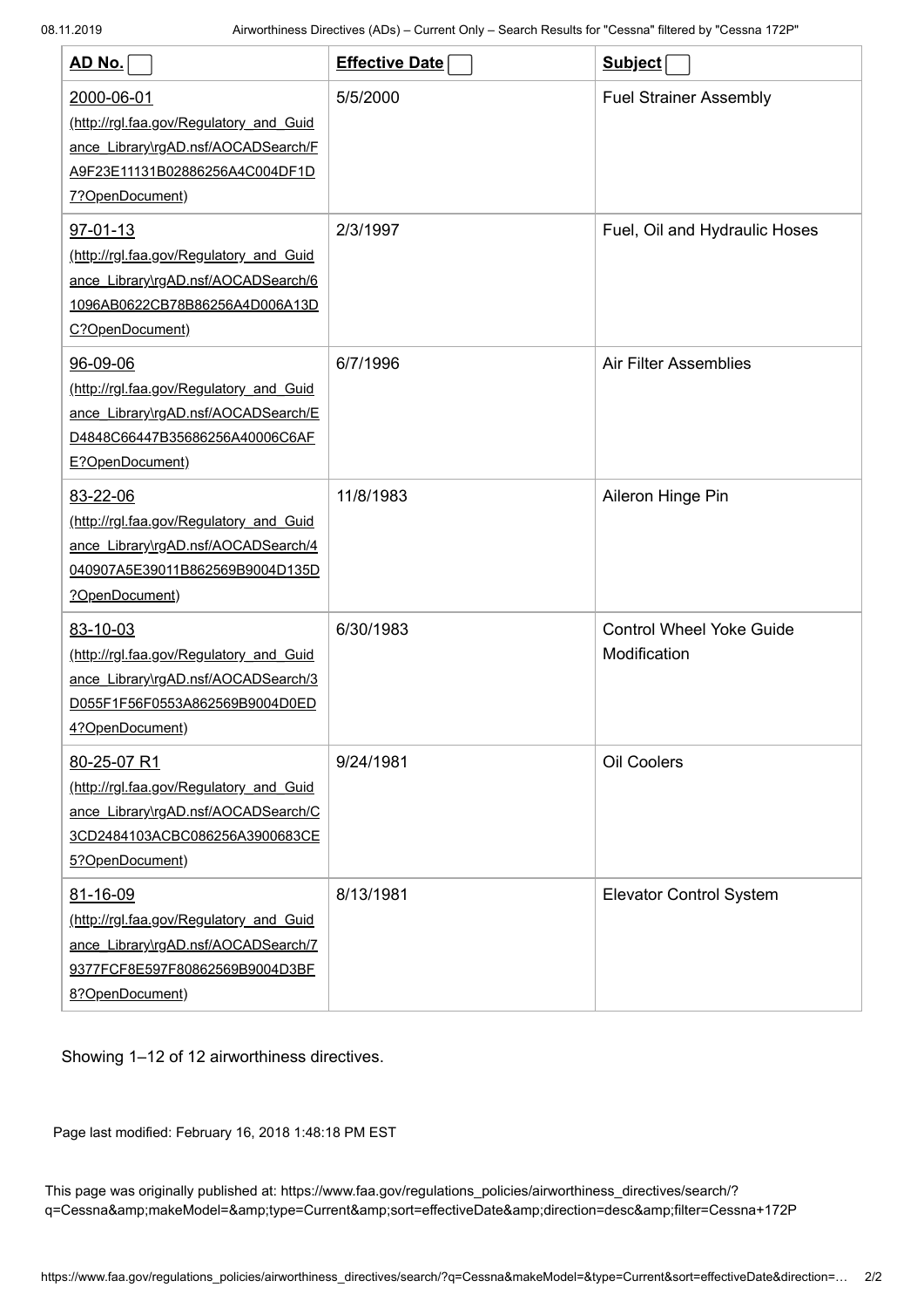| AD No. | Effective Date | Subject |
| --- | --- | --- |
| 2000-06-01 (http://rgl.faa.gov/Regulatory_and_Guidance_Library\rgAD.nsf/AOCADSearch/FA9F23E11131B02886256A4C004DF1D7?OpenDocument) | 5/5/2000 | Fuel Strainer Assembly |
| 97-01-13 (http://rgl.faa.gov/Regulatory_and_Guidance_Library\rgAD.nsf/AOCADSearch/61096AB0622CB78B86256A4D006A13DC?OpenDocument) | 2/3/1997 | Fuel, Oil and Hydraulic Hoses |
| 96-09-06 (http://rgl.faa.gov/Regulatory_and_Guidance_Library\rgAD.nsf/AOCADSearch/ED4848C66447B35686256A40006C6AFE?OpenDocument) | 6/7/1996 | Air Filter Assemblies |
| 83-22-06 (http://rgl.faa.gov/Regulatory_and_Guidance_Library\rgAD.nsf/AOCADSearch/4040907A5E39011B862569B9004D135D?OpenDocument) | 11/8/1983 | Aileron Hinge Pin |
| 83-10-03 (http://rgl.faa.gov/Regulatory_and_Guidance_Library\rgAD.nsf/AOCADSearch/3D055F1F56F0553A862569B9004D0ED4?OpenDocument) | 6/30/1983 | Control Wheel Yoke Guide Modification |
| 80-25-07 R1 (http://rgl.faa.gov/Regulatory_and_Guidance_Library\rgAD.nsf/AOCADSearch/C3CD2484103ACBC086256A3900683CE5?OpenDocument) | 9/24/1981 | Oil Coolers |
| 81-16-09 (http://rgl.faa.gov/Regulatory_and_Guidance_Library\rgAD.nsf/AOCADSearch/79377FCF8E597F80862569B9004D3BF8?OpenDocument) | 8/13/1981 | Elevator Control System |

Showing 1–12 of 12 airworthiness directives.

Page last modified: February 16, 2018 1:48:18 PM EST

This page was originally published at: https://www.faa.gov/regulations_policies/airworthiness_directives/search/?q=Cessna&amp;makeModel=&amp;type=Current&amp;sort=effectiveDate&amp;direction=desc&amp;filter=Cessna+172P